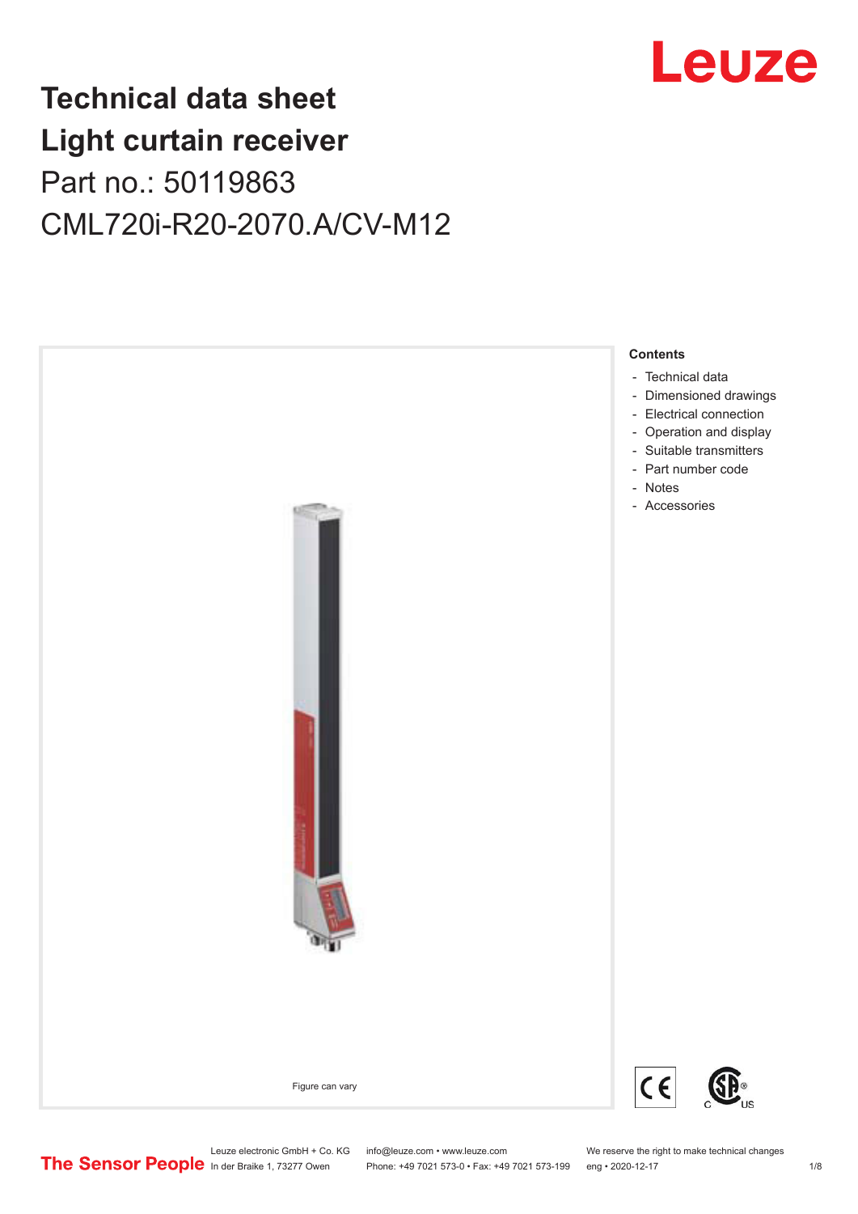# Technical data sheet
# Light curtain receiver

Part no.: 50119863

CML720i-R20-2070.A/CV-M12

Figure can vary

**Contents**

- Technical data
- Dimensioned drawings
- Electrical connection
- Operation and display
- Suitable transmitters
- Part number code
- Notes
- Accessories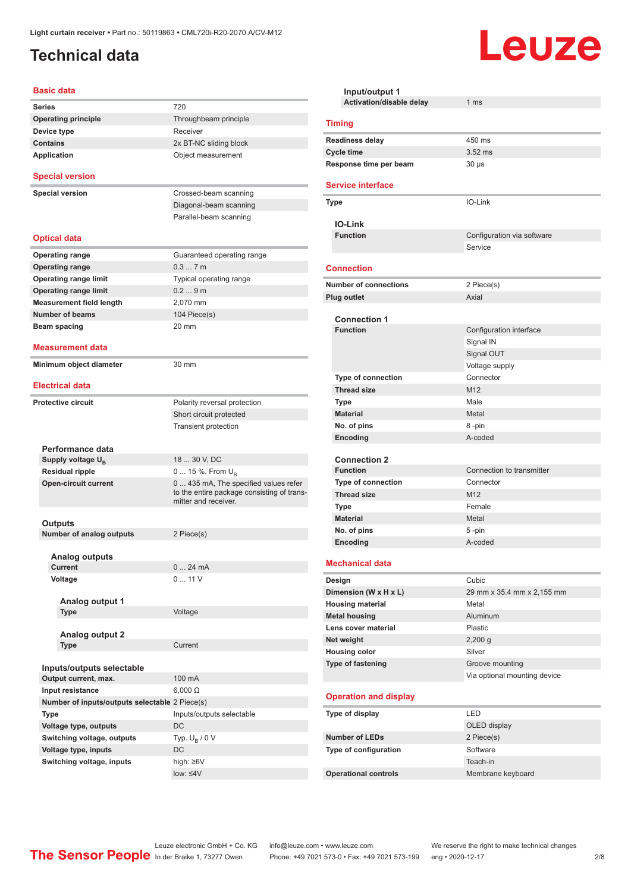Light curtain receiver • Part no.: 50119863 • CML720i-R20-2070.A/CV-M12

# Technical data

## Basic data

| | |
|---|---|
| Series | 720 |
| Operating principle | Throughbeam principle |
| Device type | Receiver |
| Contains | 2x BT-NC sliding block |
| Application | Object measurement |

## Special version

| | |
|---|---|
| Special version | Crossed-beam scanning |
| | Diagonal-beam scanning |
| | Parallel-beam scanning |

## Optical data

| | |
|---|---|
| Operating range | Guaranteed operating range |
| Operating range | 0.3 ... 7 m |
| Operating range limit | Typical operating range |
| Operating range limit | 0.2 ... 9 m |
| Measurement field length | 2,070 mm |
| Number of beams | 104 Piece(s) |
| Beam spacing | 20 mm |

## Measurement data

| | |
|---|---|
| Minimum object diameter | 30 mm |

## Electrical data

| | |
|---|---|
| Protective circuit | Polarity reversal protection |
| | Short circuit protected |
| | Transient protection |

### Performance data

| | |
|---|---|
| Supply voltage $U_B$ | 18 ... 30 V, DC |
| Residual ripple | 0 ... 15 %, From $U_B$ |
| Open-circuit current | 0 ... 435 mA, The specified values refer to the entire package consisting of transmitter and receiver. |

### Outputs

| | |
|---|---|
| Number of analog outputs | 2 Piece(s) |

#### Analog outputs

| | |
|---|---|
| Current | 0 ... 24 mA |
| Voltage | 0 ... 11 V |

##### Analog output 1

| | |
|---|---|
| Type | Voltage |

##### Analog output 2

| | |
|---|---|
| Type | Current |

### Inputs/outputs selectable

| | |
|---|---|
| Output current, max. | 100 mA |
| Input resistance | 6,000 Ω |
| Number of inputs/outputs selectable | 2 Piece(s) |
| Type | Inputs/outputs selectable |
| Voltage type, outputs | DC |
| Switching voltage, outputs | Typ. $U_B$ / 0 V |
| Voltage type, inputs | DC |
| Switching voltage, inputs | high: ≥6V |
| | low: ≤4V |

### Input/output 1

| | |
|---|---|
| Activation/disable delay | 1 ms |

## Timing

| | |
|---|---|
| Readiness delay | 450 ms |
| Cycle time | 3.52 ms |
| Response time per beam | 30 µs |

## Service interface

| | |
|---|---|
| Type | IO-Link |

### IO-Link

| | |
|---|---|
| Function | Configuration via software |
| | Service |

## Connection

| | |
|---|---|
| Number of connections | 2 Piece(s) |
| Plug outlet | Axial |

### Connection 1

| | |
|---|---|
| Function | Configuration interface |
| | Signal IN |
| | Signal OUT |
| | Voltage supply |
| Type of connection | Connector |
| Thread size | M12 |
| Type | Male |
| Material | Metal |
| No. of pins | 8 -pin |
| Encoding | A-coded |

### Connection 2

| | |
|---|---|
| Function | Connection to transmitter |
| Type of connection | Connector |
| Thread size | M12 |
| Type | Female |
| Material | Metal |
| No. of pins | 5 -pin |
| Encoding | A-coded |

## Mechanical data

| | |
|---|---|
| Design | Cubic |
| Dimension (W x H x L) | 29 mm x 35.4 mm x 2,155 mm |
| Housing material | Metal |
| Metal housing | Aluminum |
| Lens cover material | Plastic |
| Net weight | 2,200 g |
| Housing color | Silver |
| Type of fastening | Groove mounting |
| | Via optional mounting device |

## Operation and display

| | |
|---|---|
| Type of display | LED |
| | OLED display |
| Number of LEDs | 2 Piece(s) |
| Type of configuration | Software |
| | Teach-in |
| Operational controls | Membrane keyboard |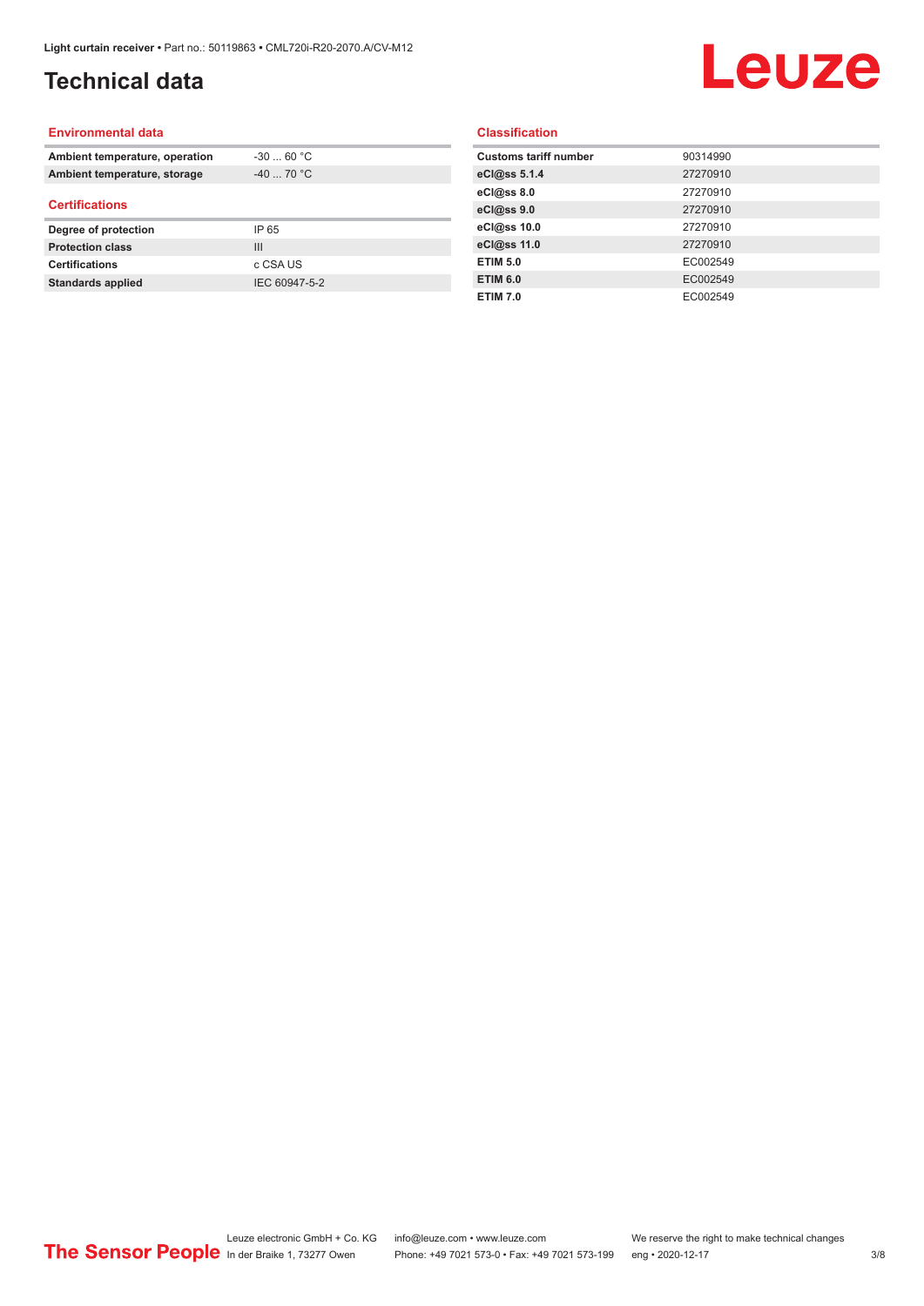# Technical data

## Environmental data

| | |
|---|---|
| Ambient temperature, operation | -30 ... 60 °C |
| Ambient temperature, storage | -40 ... 70 °C |

## Certifications

| | |
|---|---|
| Degree of protection | IP 65 |
| Protection class | III |
| Certifications | c CSA US |
| Standards applied | IEC 60947-5-2 |

## Classification

| | |
|---|---|
| Customs tariff number | 90314990 |
| eCl@ss 5.1.4 | 27270910 |
| eCl@ss 8.0 | 27270910 |
| eCl@ss 9.0 | 27270910 |
| eCl@ss 10.0 | 27270910 |
| eCl@ss 11.0 | 27270910 |
| ETIM 5.0 | EC002549 |
| ETIM 6.0 | EC002549 |
| ETIM 7.0 | EC002549 |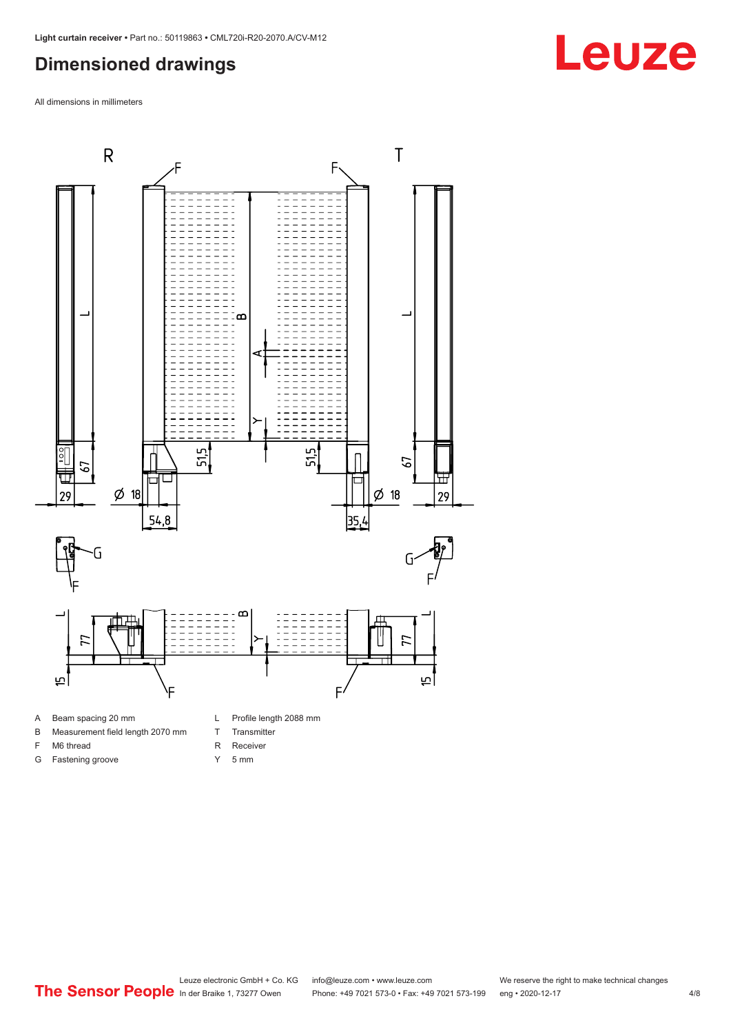## Dimensioned drawings

All dimensions in millimeters

| | | | |
|---|---|---|---|
| A | Beam spacing 20 mm | L | Profile length 2088 mm |
| B | Measurement field length 2070 mm | T | Transmitter |
| F | M6 thread | R | Receiver |
| G | Fastening groove | Y | 5 mm |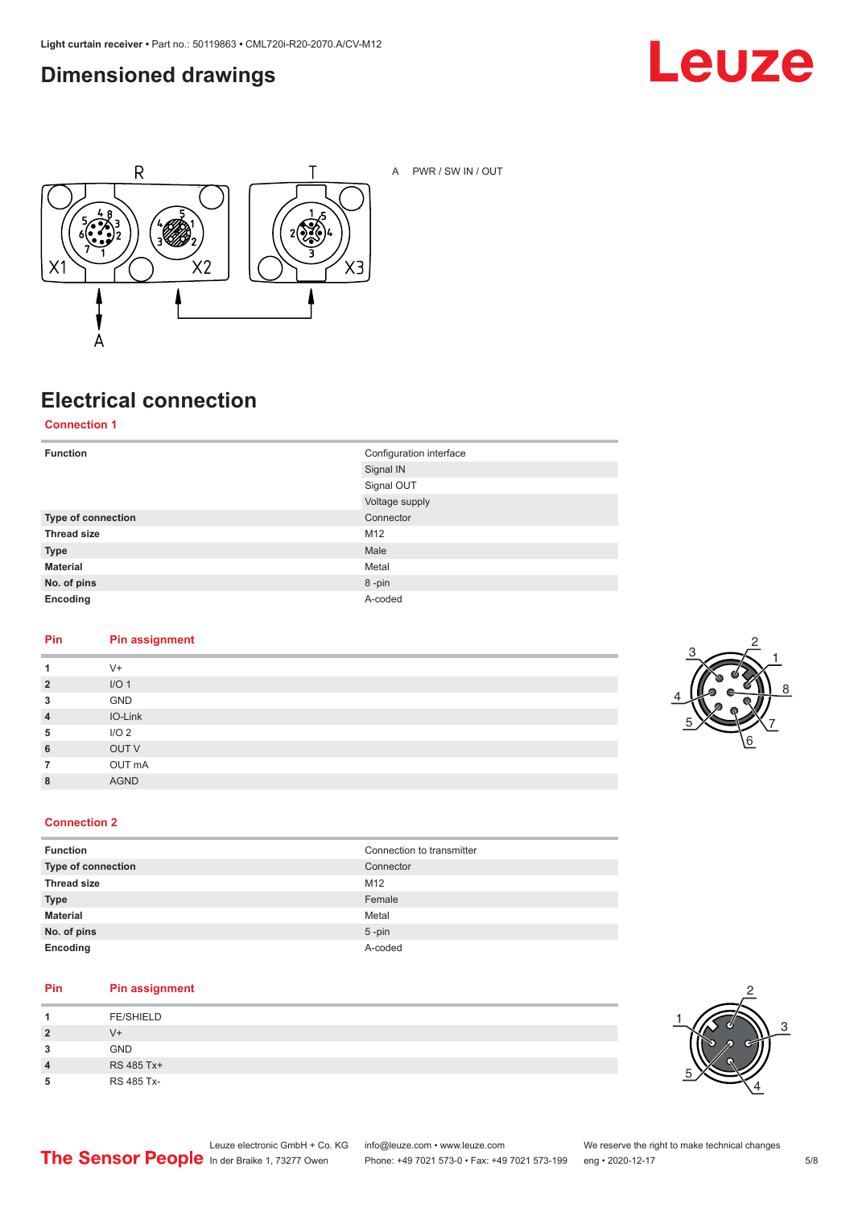## Dimensioned drawings

A PWR / SW IN / OUT

## Electrical connection

### Connection 1

| | |
|---|---|
| **Function** | Configuration interface |
| | Signal IN |
| | Signal OUT |
| | Voltage supply |
| **Type of connection** | Connector |
| **Thread size** | M12 |
| **Type** | Male |
| **Material** | Metal |
| **No. of pins** | 8 -pin |
| **Encoding** | A-coded |

| Pin | Pin assignment |
|---|---|
| 1 | V+ |
| 2 | I/O 1 |
| 3 | GND |
| 4 | IO-Link |
| 5 | I/O 2 |
| 6 | OUT V |
| 7 | OUT mA |
| 8 | AGND |

### Connection 2

| | |
|---|---|
| **Function** | Connection to transmitter |
| **Type of connection** | Connector |
| **Thread size** | M12 |
| **Type** | Female |
| **Material** | Metal |
| **No. of pins** | 5 -pin |
| **Encoding** | A-coded |

| Pin | Pin assignment |
|---|---|
| 1 | FE/SHIELD |
| 2 | V+ |
| 3 | GND |
| 4 | RS 485 Tx+ |
| 5 | RS 485 Tx- |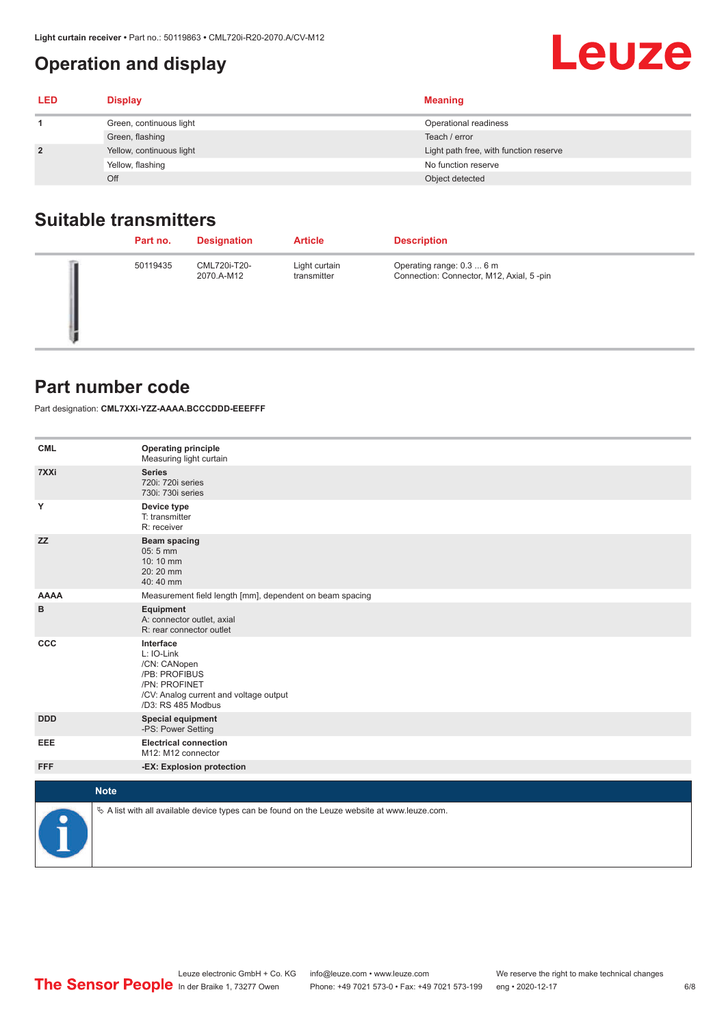# Operation and display

| LED | Display | Meaning |
|---|---|---|
| 1 | Green, continuous light | Operational readiness |
| | Green, flashing | Teach / error |
| 2 | Yellow, continuous light | Light path free, with function reserve |
| | Yellow, flashing | No function reserve |
| | Off | Object detected |

## Suitable transmitters

| Part no. | Designation | Article | Description |
|---|---|---|---|
| 50119435 | CML720i-T20-2070.A-M12 | Light curtain transmitter | Operating range: 0.3 ... 6 m<br>Connection: Connector, M12, Axial, 5 -pin |

## Part number code

Part designation: **CML7XXi-YZZ-AAAA.BCCCDDD-EEEFFF**

| | |
|---|---|
| CML | **Operating principle**<br>Measuring light curtain |
| 7XXi | **Series**<br>720i: 720i series<br>730i: 730i series |
| Y | **Device type**<br>T: transmitter<br>R: receiver |
| ZZ | **Beam spacing**<br>05: 5 mm<br>10: 10 mm<br>20: 20 mm<br>40: 40 mm |
| AAAA | Measurement field length [mm], dependent on beam spacing |
| B | **Equipment**<br>A: connector outlet, axial<br>R: rear connector outlet |
| CCC | **Interface**<br>L: IO-Link<br>/CN: CANopen<br>/PB: PROFIBUS<br>/PN: PROFINET<br>/CV: Analog current and voltage output<br>/D3: RS 485 Modbus |
| DDD | **Special equipment**<br>-PS: Power Setting |
| EEE | **Electrical connection**<br>M12: M12 connector |
| FFF | **-EX: Explosion protection** |

**Note**

↳ A list with all available device types can be found on the Leuze website at www.leuze.com.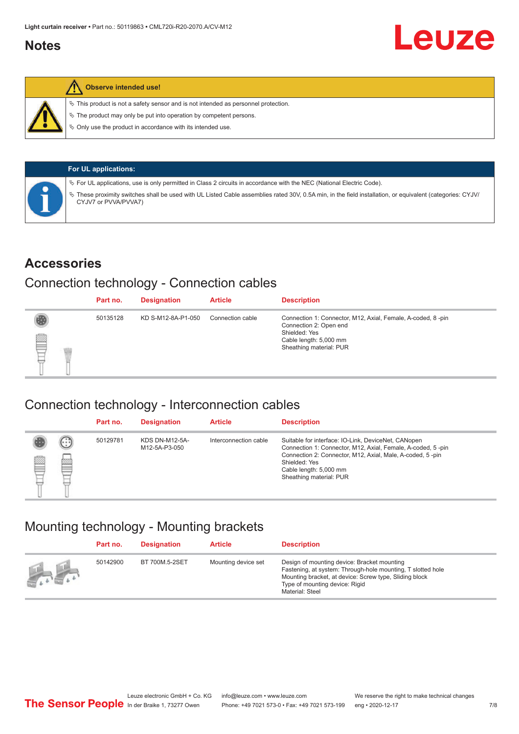## Notes

**Observe intended use!**

- This product is not a safety sensor and is not intended as personnel protection.
- The product may only be put into operation by competent persons.
- Only use the product in accordance with its intended use.

**For UL applications:**

- For UL applications, use is only permitted in Class 2 circuits in accordance with the NEC (National Electric Code).
- These proximity switches shall be used with UL Listed Cable assemblies rated 30V, 0.5A min, in the field installation, or equivalent (categories: CYJV/CYJV7 or PVVA/PVVA7)

## Accessories

### Connection technology - Connection cables

| Part no. | Designation | Article | Description |
|---|---|---|---|
| 50135128 | KD S-M12-8A-P1-050 | Connection cable | Connection 1: Connector, M12, Axial, Female, A-coded, 8 -pin<br>Connection 2: Open end<br>Shielded: Yes<br>Cable length: 5,000 mm<br>Sheathing material: PUR |

### Connection technology - Interconnection cables

| Part no. | Designation | Article | Description |
|---|---|---|---|
| 50129781 | KDS DN-M12-5A-M12-5A-P3-050 | Interconnection cable | Suitable for interface: IO-Link, DeviceNet, CANopen<br>Connection 1: Connector, M12, Axial, Female, A-coded, 5 -pin<br>Connection 2: Connector, M12, Axial, Male, A-coded, 5 -pin<br>Shielded: Yes<br>Cable length: 5,000 mm<br>Sheathing material: PUR |

### Mounting technology - Mounting brackets

| Part no. | Designation | Article | Description |
|---|---|---|---|
| 50142900 | BT 700M.5-2SET | Mounting device set | Design of mounting device: Bracket mounting<br>Fastening, at system: Through-hole mounting, T slotted hole<br>Mounting bracket, at device: Screw type, Sliding block<br>Type of mounting device: Rigid<br>Material: Steel |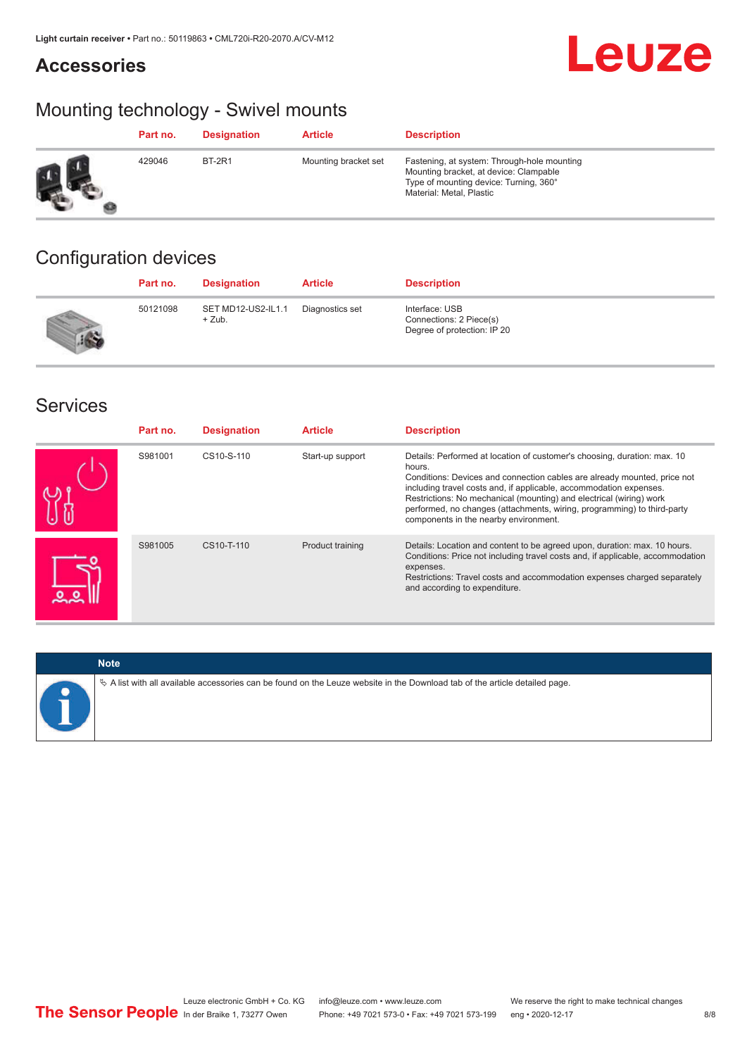# Accessories

## Mounting technology - Swivel mounts

| | Part no. | Designation | Article | Description |
|---|---|---|---|---|
| | 429046 | BT-2R1 | Mounting bracket set | Fastening, at system: Through-hole mounting<br>Mounting bracket, at device: Clampable<br>Type of mounting device: Turning, 360°<br>Material: Metal, Plastic |

## Configuration devices

| | Part no. | Designation | Article | Description |
|---|---|---|---|---|
| | 50121098 | SET MD12-US2-IL1.1 + Zub. | Diagnostics set | Interface: USB<br>Connections: 2 Piece(s)<br>Degree of protection: IP 20 |

## Services

| | Part no. | Designation | Article | Description |
|---|---|---|---|---|
| | S981001 | CS10-S-110 | Start-up support | Details: Performed at location of customer's choosing, duration: max. 10 hours.<br>Conditions: Devices and connection cables are already mounted, price not including travel costs and, if applicable, accommodation expenses.<br>Restrictions: No mechanical (mounting) and electrical (wiring) work performed, no changes (attachments, wiring, programming) to third-party components in the nearby environment. |
| | S981005 | CS10-T-110 | Product training | Details: Location and content to be agreed upon, duration: max. 10 hours.<br>Conditions: Price not including travel costs and, if applicable, accommodation expenses.<br>Restrictions: Travel costs and accommodation expenses charged separately and according to expenditure. |

**Note**

↳ A list with all available accessories can be found on the Leuze website in the Download tab of the article detailed page.